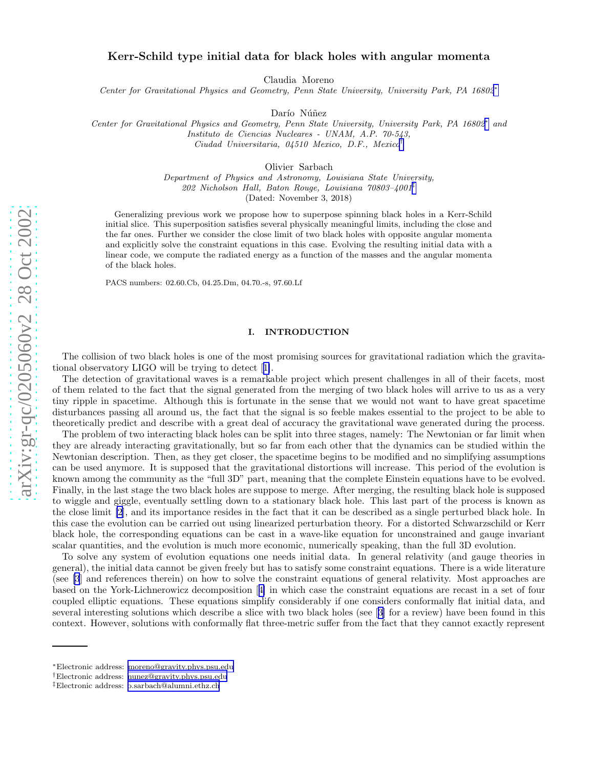# Kerr-Schild type initial data for black holes with angular momenta

Claudia Moreno

*Center for Gravitational Physics and Geometry, Penn State University, University Park, PA 16802*[*]

Darío Núñez

*Center for Gravitational Physics and Geometry, Penn State University, University Park, PA 16802*[*] *and Instituto de Ciencias Nucleares - UNAM, A.P. 70-543, Ciudad Universitaria, 04510 Mexico, D.F., Mexico*[†]

Olivier Sarbach

*Department of Physics and Astronomy, Louisiana State University, 202 Nicholson Hall, Baton Rouge, Louisiana 70803–4001*[‡]

(Dated: November 3, 2018)

Generalizing previous work we propose how to superpose spinning black holes in a Kerr-Schild initial slice. This superposition satisfies several physically meaningful limits, including the close and the far ones. Further we consider the close limit of two black holes with opposite angular momenta and explicitly solve the constraint equations in this case. Evolving the resulting initial data with a linear code, we compute the radiated energy as a function of the masses and the angular momenta of the black holes.

PACS numbers: 02.60.Cb, 04.25.Dm, 04.70.-s, 97.60.Lf

## I. INTRODUCTION

The collision of two black holes is one of the most promising sources for gravitational radiation which the gravitational observatory LIGO will be trying to detect [1].

The detection of gravitational waves is a remarkable project which present challenges in all of their facets, most of them related to the fact that the signal generated from the merging of two black holes will arrive to us as a very tiny ripple in spacetime. Although this is fortunate in the sense that we would not want to have great spacetime disturbances passing all around us, the fact that the signal is so feeble makes essential to the project to be able to theoretically predict and describe with a great deal of accuracy the gravitational wave generated during the process.

The problem of two interacting black holes can be split into three stages, namely: The Newtonian or far limit when they are already interacting gravitationally, but so far from each other that the dynamics can be studied within the Newtonian description. Then, as they get closer, the spacetime begins to be modified and no simplifying assumptions can be used anymore. It is supposed that the gravitational distortions will increase. This period of the evolution is known among the community as the "full 3D" part, meaning that the complete Einstein equations have to be evolved. Finally, in the last stage the two black holes are suppose to merge. After merging, the resulting black hole is supposed to wiggle and giggle, eventually settling down to a stationary black hole. This last part of the process is known as the close limit [2], and its importance resides in the fact that it can be described as a single perturbed black hole. In this case the evolution can be carried out using linearized perturbation theory. For a distorted Schwarzschild or Kerr black hole, the corresponding equations can be cast in a wave-like equation for unconstrained and gauge invariant scalar quantities, and the evolution is much more economic, numerically speaking, than the full 3D evolution.

To solve any system of evolution equations one needs initial data. In general relativity (and gauge theories in general), the initial data cannot be given freely but has to satisfy some constraint equations. There is a wide literature (see [3] and references therein) on how to solve the constraint equations of general relativity. Most approaches are based on the York-Lichnerowicz decomposition [4] in which case the constraint equations are recast in a set of four coupled elliptic equations. These equations simplify considerably if one considers conformally flat initial data, and several interesting solutions which describe a slice with two black holes (see [3] for a review) have been found in this context. However, solutions with conformally flat three-metric suffer from the fact that they cannot exactly represent

---

[*]Electronic address: moreno@gravity.phys.psu.edu

[†]Electronic address: nunez@gravity.phys.psu.edu

[‡]Electronic address: o.sarbach@alumni.ethz.ch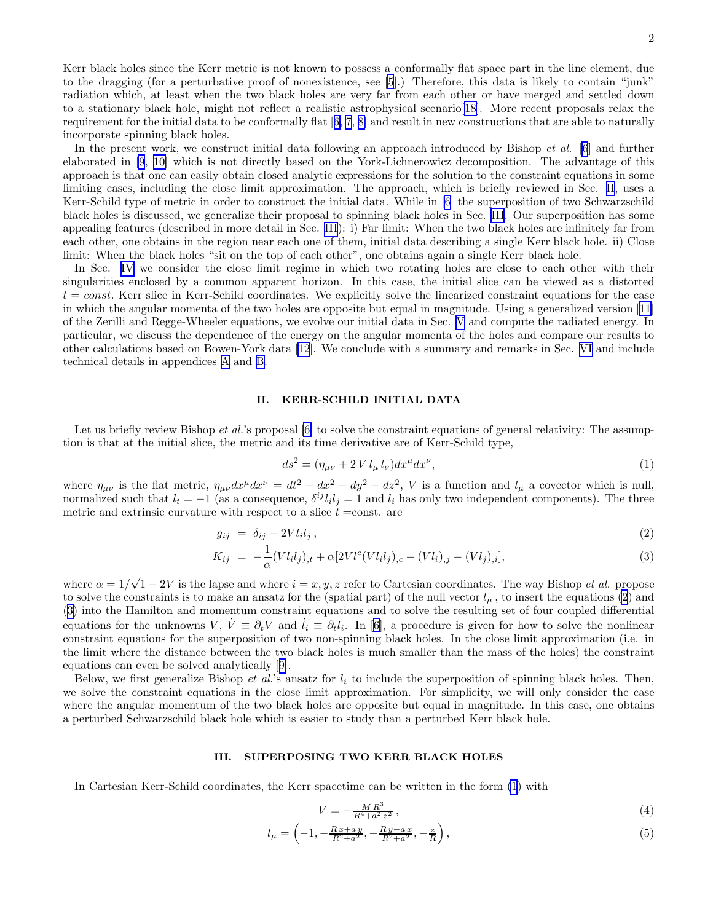Kerr black holes since the Kerr metric is not known to possess a conformally flat space part in the line element, due to the dragging (for a perturbative proof of nonexistence, see [5].) Therefore, this data is likely to contain "junk" radiation which, at least when the two black holes are very far from each other or have merged and settled down to a stationary black hole, might not reflect a realistic astrophysical scenario[18]. More recent proposals relax the requirement for the initial data to be conformally flat [6, 7, 8] and result in new constructions that are able to naturally incorporate spinning black holes.

In the present work, we construct initial data following an approach introduced by Bishop *et al.* [6] and further elaborated in [9, 10] which is not directly based on the York-Lichnerowicz decomposition. The advantage of this approach is that one can easily obtain closed analytic expressions for the solution to the constraint equations in some limiting cases, including the close limit approximation. The approach, which is briefly reviewed in Sec. II, uses a Kerr-Schild type of metric in order to construct the initial data. While in [6] the superposition of two Schwarzschild black holes is discussed, we generalize their proposal to spinning black holes in Sec. III. Our superposition has some appealing features (described in more detail in Sec. III): i) Far limit: When the two black holes are infinitely far from each other, one obtains in the region near each one of them, initial data describing a single Kerr black hole. ii) Close limit: When the black holes "sit on the top of each other", one obtains again a single Kerr black hole.

In Sec. IV we consider the close limit regime in which two rotating holes are close to each other with their singularities enclosed by a common apparent horizon. In this case, the initial slice can be viewed as a distorted $t = const.$ Kerr slice in Kerr-Schild coordinates. We explicitly solve the linearized constraint equations for the case in which the angular momenta of the two holes are opposite but equal in magnitude. Using a generalized version [11] of the Zerilli and Regge-Wheeler equations, we evolve our initial data in Sec. V and compute the radiated energy. In particular, we discuss the dependence of the energy on the angular momenta of the holes and compare our results to other calculations based on Bowen-York data [12]. We conclude with a summary and remarks in Sec. VI and include technical details in appendices A and B.

## II. KERR-SCHILD INITIAL DATA

Let us briefly review Bishop *et al.*'s proposal [6] to solve the constraint equations of general relativity: The assumption is that at the initial slice, the metric and its time derivative are of Kerr-Schild type,

$$ds^2 = (\eta_{\mu\nu} + 2\,V\,l_\mu\,l_\nu)dx^\mu dx^\nu, \tag{1}$$

where $\eta_{\mu\nu}$ is the flat metric, $\eta_{\mu\nu}dx^\mu dx^\nu = dt^2 - dx^2 - dy^2 - dz^2$, $V$ is a function and $l_\mu$ a covector which is null, normalized such that $l_t = -1$ (as a consequence, $\delta^{ij}l_il_j = 1$ and $l_i$ has only two independent components). The three metric and extrinsic curvature with respect to a slice $t$ =const. are

$$g_{ij} \;=\; \delta_{ij} - 2Vl_il_j\,, \tag{2}$$

$$K_{ij} \;=\; -\frac{1}{\alpha}(Vl_il_j)_{,t} + \alpha[2Vl^c(Vl_il_j)_{,c} - (Vl_i)_{,j} - (Vl_j)_{,i}], \tag{3}$$

where $\alpha = 1/\sqrt{1-2V}$ is the lapse and where $i = x, y, z$ refer to Cartesian coordinates. The way Bishop *et al.* propose to solve the constraints is to make an ansatz for the (spatial part) of the null vector $l_\mu$, to insert the equations (2) and (3) into the Hamilton and momentum constraint equations and to solve the resulting set of four coupled differential equations for the unknowns $V$, $\dot{V} \equiv \partial_t V$ and $\dot{l}_i \equiv \partial_t l_i$. In [6], a procedure is given for how to solve the nonlinear constraint equations for the superposition of two non-spinning black holes. In the close limit approximation (i.e. in the limit where the distance between the two black holes is much smaller than the mass of the holes) the constraint equations can even be solved analytically [9].

Below, we first generalize Bishop *et al.*'s ansatz for $l_i$ to include the superposition of spinning black holes. Then, we solve the constraint equations in the close limit approximation. For simplicity, we will only consider the case where the angular momentum of the two black holes are opposite but equal in magnitude. In this case, one obtains a perturbed Schwarzschild black hole which is easier to study than a perturbed Kerr black hole.

## III. SUPERPOSING TWO KERR BLACK HOLES

In Cartesian Kerr-Schild coordinates, the Kerr spacetime can be written in the form (1) with

$$V = -\frac{M\,R^3}{R^4 + a^2\,z^2}\,, \tag{4}$$

$$l_\mu = \left(-1, -\frac{R\,x + a\,y}{R^2 + a^2}, -\frac{R\,y - a\,x}{R^2 + a^2}, -\frac{z}{R}\right), \tag{5}$$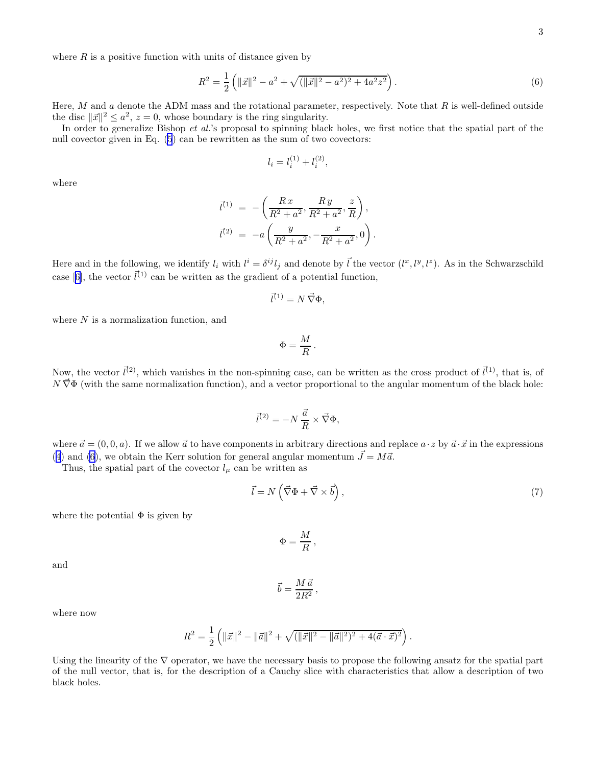where $R$ is a positive function with units of distance given by

$$R^2 = \frac{1}{2}\left(\|\vec{x}\|^2 - a^2 + \sqrt{(\|\vec{x}\|^2 - a^2)^2 + 4a^2z^2}\right). \tag{6}$$

Here, $M$ and $a$ denote the ADM mass and the rotational parameter, respectively. Note that $R$ is well-defined outside the disc $\|\vec{x}\|^2 \leq a^2$, $z = 0$, whose boundary is the ring singularity.

In order to generalize Bishop *et al.*'s proposal to spinning black holes, we first notice that the spatial part of the null covector given in Eq. (5) can be rewritten as the sum of two covectors:

$$l_i = l_i^{(1)} + l_i^{(2)},$$

where

$$\vec{l}^{(1)} = -\left(\frac{R\,x}{R^2+a^2}, \frac{R\,y}{R^2+a^2}, \frac{z}{R}\right),$$

$$\vec{l}^{(2)} = -a\left(\frac{y}{R^2+a^2}, -\frac{x}{R^2+a^2}, 0\right).$$

Here and in the following, we identify $l_i$ with $l^i = \delta^{ij} l_j$ and denote by $\vec{l}$ the vector $(l^x, l^y, l^z)$. As in the Schwarzschild case [6], the vector $\vec{l}^{(1)}$ can be written as the gradient of a potential function,

$$\vec{l}^{(1)} = N\,\vec{\nabla}\Phi,$$

where $N$ is a normalization function, and

$$\Phi = \frac{M}{R}\,.$$

Now, the vector $\vec{l}^{(2)}$, which vanishes in the non-spinning case, can be written as the cross product of $\vec{l}^{(1)}$, that is, of $N\,\vec{\nabla}\Phi$ (with the same normalization function), and a vector proportional to the angular momentum of the black hole:

$$\vec{l}^{(2)} = -N\,\frac{\vec{a}}{R} \times \vec{\nabla}\Phi,$$

where $\vec{a} = (0, 0, a)$. If we allow $\vec{a}$ to have components in arbitrary directions and replace $a \cdot z$ by $\vec{a} \cdot \vec{x}$ in the expressions (4) and (6), we obtain the Kerr solution for general angular momentum $\vec{J} = M\vec{a}$.

Thus, the spatial part of the covector $l_\mu$ can be written as

$$\vec{l} = N\left(\vec{\nabla}\Phi + \vec{\nabla} \times \vec{b}\right), \tag{7}$$

where the potential $\Phi$ is given by

$$\Phi = \frac{M}{R}\,,$$

and

$$\vec{b} = \frac{M\,\vec{a}}{2R^2}\,,$$

where now

$$R^2 = \frac{1}{2}\left(\|\vec{x}\|^2 - \|\vec{a}\|^2 + \sqrt{(\|\vec{x}\|^2 - \|\vec{a}\|^2)^2 + 4(\vec{a} \cdot \vec{x})^2}\right).$$

Using the linearity of the $\nabla$ operator, we have the necessary basis to propose the following ansatz for the spatial part of the null vector, that is, for the description of a Cauchy slice with characteristics that allow a description of two black holes.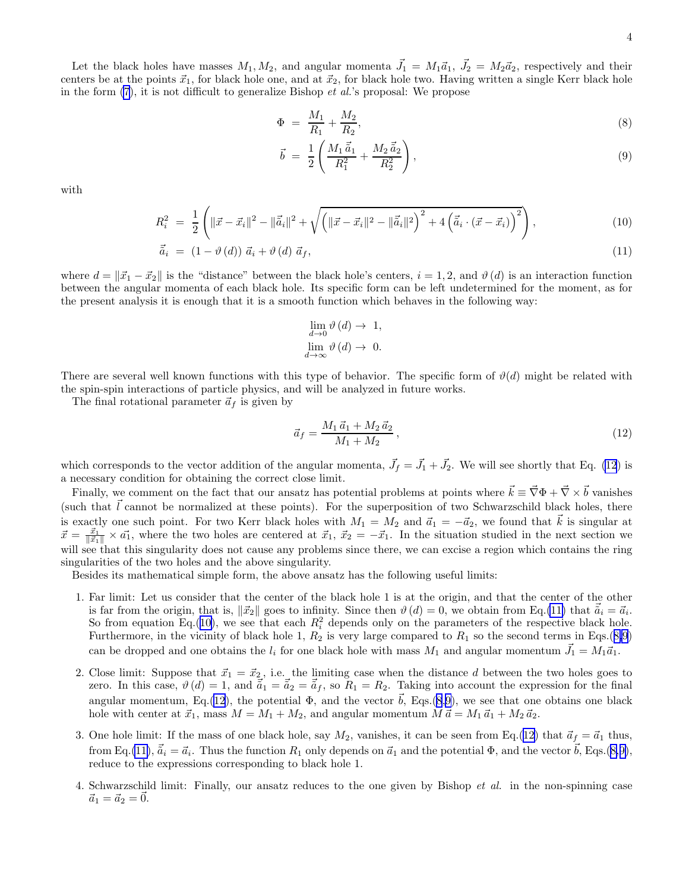Let the black holes have masses $M_1, M_2$, and angular momenta $\vec{J}_1 = M_1\vec{a}_1$, $\vec{J}_2 = M_2\vec{a}_2$, respectively and their centers be at the points $\vec{x}_1$, for black hole one, and at $\vec{x}_2$, for black hole two. Having written a single Kerr black hole in the form (7), it is not difficult to generalize Bishop *et al.*'s proposal: We propose

$$\Phi \;=\; \frac{M_1}{R_1} + \frac{M_2}{R_2}, \tag{8}$$

$$\vec{b} \;=\; \frac{1}{2}\left(\frac{M_1\,\vec{\tilde{a}}_1}{R_1^2} + \frac{M_2\,\vec{\tilde{a}}_2}{R_2^2}\right), \tag{9}$$

with

$$R_i^2 \;=\; \frac{1}{2}\left(\|\vec{x}-\vec{x}_i\|^2 - \|\vec{\tilde{a}}_i\|^2 + \sqrt{\left(\|\vec{x}-\vec{x}_i\|^2 - \|\vec{\tilde{a}}_i\|^2\right)^2 + 4\left(\vec{\tilde{a}}_i\cdot(\vec{x}-\vec{x}_i)\right)^2}\right), \tag{10}$$

$$\vec{\tilde{a}}_i \;=\; \left(1-\vartheta\left(d\right)\right)\,\vec{a}_i + \vartheta\left(d\right)\,\vec{a}_f, \tag{11}$$

where $d = \|\vec{x}_1 - \vec{x}_2\|$ is the "distance" between the black hole's centers, $i = 1, 2$, and $\vartheta\left(d\right)$ is an interaction function between the angular momenta of each black hole. Its specific form can be left undetermined for the moment, as for the present analysis it is enough that it is a smooth function which behaves in the following way:

$$\lim_{d\to 0}\vartheta\left(d\right) \to\; 1,$$
$$\lim_{d\to\infty}\vartheta\left(d\right) \to\; 0.$$

There are several well known functions with this type of behavior. The specific form of $\vartheta(d)$ might be related with the spin-spin interactions of particle physics, and will be analyzed in future works.

The final rotational parameter $\vec{a}_f$ is given by

$$\vec{a}_f = \frac{M_1\,\vec{a}_1 + M_2\,\vec{a}_2}{M_1 + M_2}\,, \tag{12}$$

which corresponds to the vector addition of the angular momenta, $\vec{J}_f = \vec{J}_1 + \vec{J}_2$. We will see shortly that Eq. (12) is a necessary condition for obtaining the correct close limit.

Finally, we comment on the fact that our ansatz has potential problems at points where $\vec{k} \equiv \vec{\nabla}\Phi + \vec{\nabla}\times\vec{b}$ vanishes (such that $\vec{l}$ cannot be normalized at these points). For the superposition of two Schwarzschild black holes, there is exactly one such point. For two Kerr black holes with $M_1 = M_2$ and $\vec{a}_1 = -\vec{a}_2$, we found that $\vec{k}$ is singular at $\vec{x} = \frac{\vec{x}_1}{\|\vec{x}_1\|}\times\vec{a}_1$, where the two holes are centered at $\vec{x}_1$, $\vec{x}_2 = -\vec{x}_1$. In the situation studied in the next section we will see that this singularity does not cause any problems since there, we can excise a region which contains the ring singularities of the two holes and the above singularity.

Besides its mathematical simple form, the above ansatz has the following useful limits:

1. Far limit: Let us consider that the center of the black hole 1 is at the origin, and that the center of the other is far from the origin, that is, $\|\vec{x}_2\|$ goes to infinity. Since then $\vartheta\left(d\right) = 0$, we obtain from Eq.(11) that $\vec{\tilde{a}}_i = \vec{a}_i$. So from equation Eq.(10), we see that each $R_i^2$ depends only on the parameters of the respective black hole. Furthermore, in the vicinity of black hole 1, $R_2$ is very large compared to $R_1$ so the second terms in Eqs.(8,9) can be dropped and one obtains the $l_i$ for one black hole with mass $M_1$ and angular momentum $\vec{J}_1 = M_1\vec{a}_1$.

2. Close limit: Suppose that $\vec{x}_1 = \vec{x}_2$, i.e. the limiting case when the distance $d$ between the two holes goes to zero. In this case, $\vartheta\left(d\right) = 1$, and $\vec{\tilde{a}}_1 = \vec{\tilde{a}}_2 = \vec{\tilde{a}}_f$, so $R_1 = R_2$. Taking into account the expression for the final angular momentum, Eq.(12), the potential $\Phi$, and the vector $\vec{b}$, Eqs.(8,9), we see that one obtains one black hole with center at $\vec{x}_1$, mass $M = M_1 + M_2$, and angular momentum $M\,\vec{a} = M_1\,\vec{a}_1 + M_2\,\vec{a}_2$.

3. One hole limit: If the mass of one black hole, say $M_2$, vanishes, it can be seen from Eq.(12) that $\vec{a}_f = \vec{a}_1$ thus, from Eq.(11), $\vec{\tilde{a}}_i = \vec{a}_i$. Thus the function $R_1$ only depends on $\vec{a}_1$ and the potential $\Phi$, and the vector $\vec{b}$, Eqs.(8,9), reduce to the expressions corresponding to black hole 1.

4. Schwarzschild limit: Finally, our ansatz reduces to the one given by Bishop *et al.* in the non-spinning case $\vec{a}_1 = \vec{a}_2 = \vec{0}$.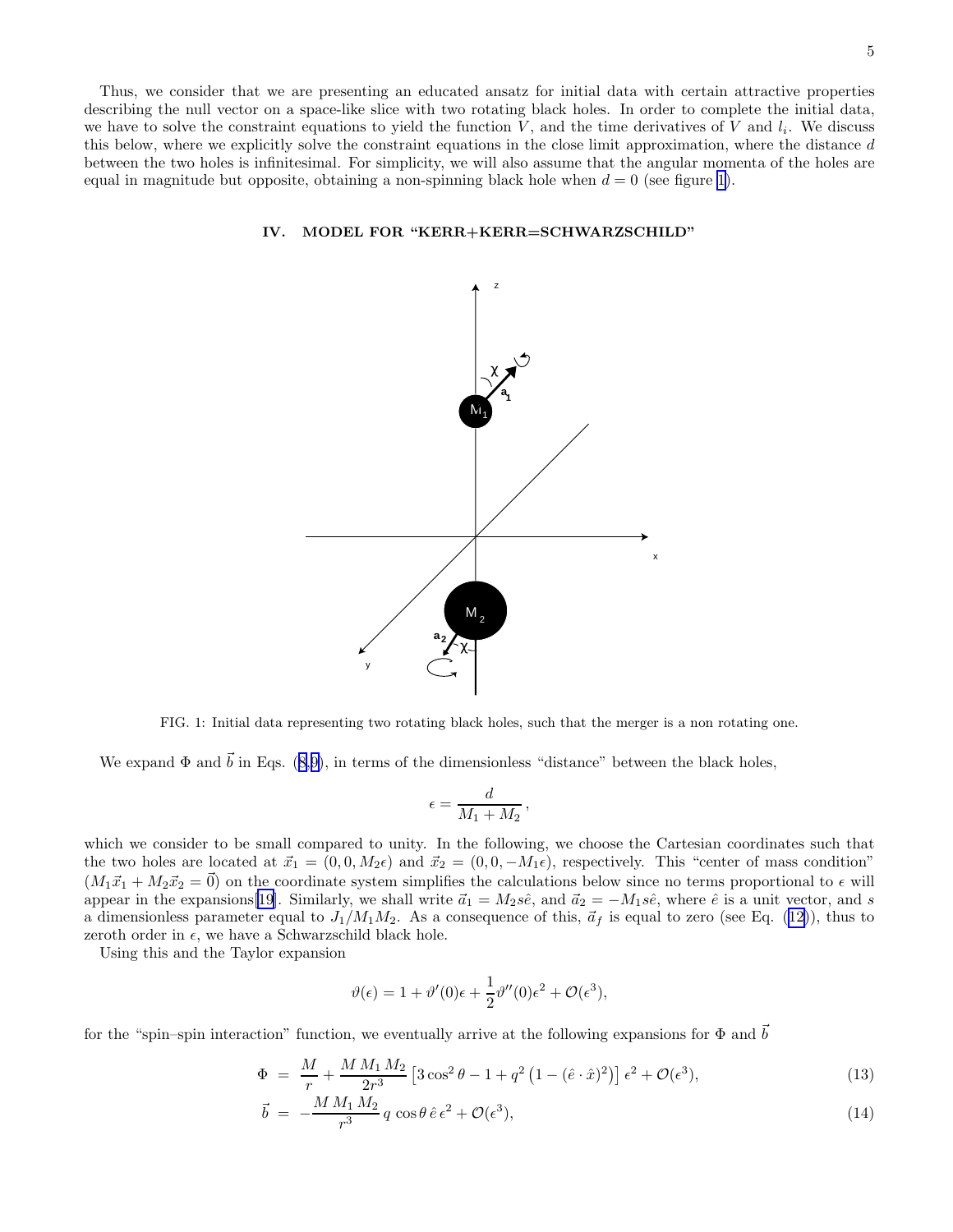Thus, we consider that we are presenting an educated ansatz for initial data with certain attractive properties describing the null vector on a space-like slice with two rotating black holes. In order to complete the initial data, we have to solve the constraint equations to yield the function $V$, and the time derivatives of $V$ and $l_i$. We discuss this below, where we explicitly solve the constraint equations in the close limit approximation, where the distance $d$ between the two holes is infinitesimal. For simplicity, we will also assume that the angular momenta of the holes are equal in magnitude but opposite, obtaining a non-spinning black hole when $d = 0$ (see figure 1).

## IV. MODEL FOR "KERR+KERR=SCHWARZSCHILD"

FIG. 1: Initial data representing two rotating black holes, such that the merger is a non rotating one.

We expand $\Phi$ and $\vec{b}$ in Eqs. (8,9), in terms of the dimensionless "distance" between the black holes,

$$\epsilon = \frac{d}{M_1 + M_2}\,,$$

which we consider to be small compared to unity. In the following, we choose the Cartesian coordinates such that the two holes are located at $\vec{x}_1 = (0, 0, M_2\epsilon)$ and $\vec{x}_2 = (0, 0, -M_1\epsilon)$, respectively. This "center of mass condition" ($M_1\vec{x}_1 + M_2\vec{x}_2 = \vec{0}$) on the coordinate system simplifies the calculations below since no terms proportional to $\epsilon$ will appear in the expansions[19]. Similarly, we shall write $\vec{a}_1 = M_2 s\hat{e}$, and $\vec{a}_2 = -M_1 s\hat{e}$, where $\hat{e}$ is a unit vector, and $s$ a dimensionless parameter equal to $J_1/M_1M_2$. As a consequence of this, $\vec{a}_f$ is equal to zero (see Eq. (12)), thus to zeroth order in $\epsilon$, we have a Schwarzschild black hole.

Using this and the Taylor expansion

$$\vartheta(\epsilon) = 1 + \vartheta'(0)\epsilon + \frac{1}{2}\vartheta''(0)\epsilon^2 + \mathcal{O}(\epsilon^3),$$

for the "spin–spin interaction" function, we eventually arrive at the following expansions for $\Phi$ and $\vec{b}$

$$\Phi \;=\; \frac{M}{r} + \frac{M\,M_1\,M_2}{2r^3}\left[3\cos^2\theta - 1 + q^2\left(1 - (\hat{e}\cdot\hat{x})^2\right)\right]\epsilon^2 + \mathcal{O}(\epsilon^3), \tag{13}$$

$$\vec{b} \;=\; -\frac{M\,M_1\,M_2}{r^3}\,q\,\cos\theta\,\hat{e}\,\epsilon^2 + \mathcal{O}(\epsilon^3), \tag{14}$$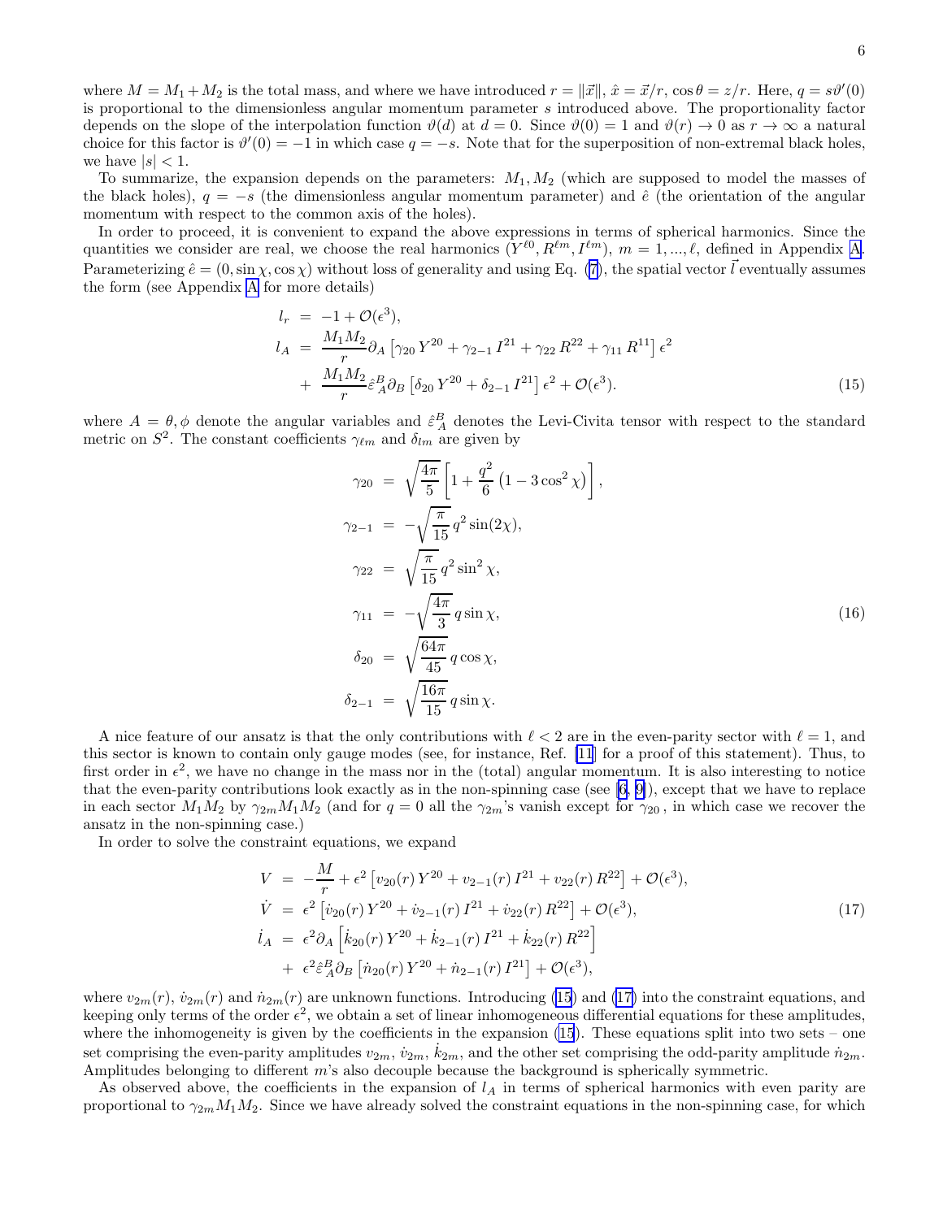where $M = M_1 + M_2$ is the total mass, and where we have introduced $r = \|\vec{x}\|$, $\hat{x} = \vec{x}/r$, $\cos\theta = z/r$. Here, $q = s\vartheta'(0)$ is proportional to the dimensionless angular momentum parameter $s$ introduced above. The proportionality factor depends on the slope of the interpolation function $\vartheta(d)$ at $d = 0$. Since $\vartheta(0) = 1$ and $\vartheta(r) \to 0$ as $r \to \infty$ a natural choice for this factor is $\vartheta'(0) = -1$ in which case $q = -s$. Note that for the superposition of non-extremal black holes, we have $|s| < 1$.

To summarize, the expansion depends on the parameters: $M_1, M_2$ (which are supposed to model the masses of the black holes), $q = -s$ (the dimensionless angular momentum parameter) and $\hat{e}$ (the orientation of the angular momentum with respect to the common axis of the holes).

In order to proceed, it is convenient to expand the above expressions in terms of spherical harmonics. Since the quantities we consider are real, we choose the real harmonics $(Y^{\ell 0}, R^{\ell m}, I^{\ell m})$, $m = 1, ..., \ell$, defined in Appendix A. Parameterizing $\hat{e} = (0, \sin\chi, \cos\chi)$ without loss of generality and using Eq. (7), the spatial vector $\vec{l}$ eventually assumes the form (see Appendix A for more details)

$$
\begin{aligned}
l_r &= -1 + \mathcal{O}(\epsilon^3), \\
l_A &= \frac{M_1 M_2}{r}\partial_A \left[\gamma_{20}\, Y^{20} + \gamma_{2-1}\, I^{21} + \gamma_{22}\, R^{22} + \gamma_{11}\, R^{11}\right]\epsilon^2 \\
&+ \frac{M_1 M_2}{r}\hat{\varepsilon}_A^{\ B}\partial_B \left[\delta_{20}\, Y^{20} + \delta_{2-1}\, I^{21}\right]\epsilon^2 + \mathcal{O}(\epsilon^3).
\end{aligned}
\tag{15}
$$

where $A = \theta, \phi$ denote the angular variables and $\hat{\varepsilon}_A^{\ B}$ denotes the Levi-Civita tensor with respect to the standard metric on $S^2$. The constant coefficients $\gamma_{\ell m}$ and $\delta_{lm}$ are given by

$$
\begin{aligned}
\gamma_{20} &= \sqrt{\frac{4\pi}{5}}\left[1 + \frac{q^2}{6}\left(1 - 3\cos^2\chi\right)\right], \\
\gamma_{2-1} &= -\sqrt{\frac{\pi}{15}}\, q^2 \sin(2\chi), \\
\gamma_{22} &= \sqrt{\frac{\pi}{15}}\, q^2 \sin^2\chi, \\
\gamma_{11} &= -\sqrt{\frac{4\pi}{3}}\, q \sin\chi, \\
\delta_{20} &= \sqrt{\frac{64\pi}{45}}\, q \cos\chi, \\
\delta_{2-1} &= \sqrt{\frac{16\pi}{15}}\, q \sin\chi.
\end{aligned}
\tag{16}
$$

A nice feature of our ansatz is that the only contributions with $\ell < 2$ are in the even-parity sector with $\ell = 1$, and this sector is known to contain only gauge modes (see, for instance, Ref. [11] for a proof of this statement). Thus, to first order in $\epsilon^2$, we have no change in the mass nor in the (total) angular momentum. It is also interesting to notice that the even-parity contributions look exactly as in the non-spinning case (see [6, 9]), except that we have to replace in each sector $M_1 M_2$ by $\gamma_{2m} M_1 M_2$ (and for $q = 0$ all the $\gamma_{2m}$'s vanish except for $\gamma_{20}$, in which case we recover the ansatz in the non-spinning case.)

In order to solve the constraint equations, we expand

$$
\begin{aligned}
V &= -\frac{M}{r} + \epsilon^2\left[v_{20}(r)\, Y^{20} + v_{2-1}(r)\, I^{21} + v_{22}(r)\, R^{22}\right] + \mathcal{O}(\epsilon^3), \\
\dot{V} &= \epsilon^2\left[\dot{v}_{20}(r)\, Y^{20} + \dot{v}_{2-1}(r)\, I^{21} + \dot{v}_{22}(r)\, R^{22}\right] + \mathcal{O}(\epsilon^3), \\
\dot{l}_A &= \epsilon^2 \partial_A\left[\dot{k}_{20}(r)\, Y^{20} + \dot{k}_{2-1}(r)\, I^{21} + \dot{k}_{22}(r)\, R^{22}\right] \\
&+ \epsilon^2 \hat{\varepsilon}_A^{\ B}\partial_B\left[\dot{n}_{20}(r)\, Y^{20} + \dot{n}_{2-1}(r)\, I^{21}\right] + \mathcal{O}(\epsilon^3),
\end{aligned}
\tag{17}
$$

where $v_{2m}(r)$, $\dot{v}_{2m}(r)$ and $\dot{n}_{2m}(r)$ are unknown functions. Introducing (15) and (17) into the constraint equations, and keeping only terms of the order $\epsilon^2$, we obtain a set of linear inhomogeneous differential equations for these amplitudes, where the inhomogeneity is given by the coefficients in the expansion (15). These equations split into two sets – one set comprising the even-parity amplitudes $v_{2m}$, $\dot{v}_{2m}$, $\dot{k}_{2m}$, and the other set comprising the odd-parity amplitude $\dot{n}_{2m}$. Amplitudes belonging to different $m$'s also decouple because the background is spherically symmetric.

As observed above, the coefficients in the expansion of $l_A$ in terms of spherical harmonics with even parity are proportional to $\gamma_{2m} M_1 M_2$. Since we have already solved the constraint equations in the non-spinning case, for which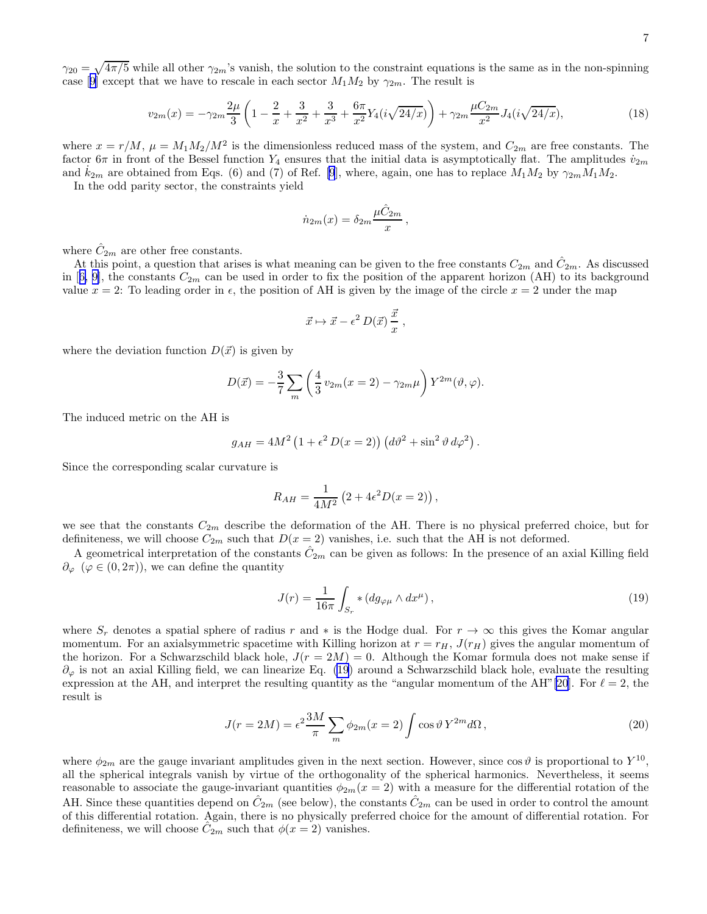$\gamma_{20} = \sqrt{4\pi/5}$ while all other $\gamma_{2m}$'s vanish, the solution to the constraint equations is the same as in the non-spinning case [9] except that we have to rescale in each sector $M_1 M_2$ by $\gamma_{2m}$. The result is

$$v_{2m}(x) = -\gamma_{2m}\frac{2\mu}{3}\left(1 - \frac{2}{x} + \frac{3}{x^2} + \frac{3}{x^3} + \frac{6\pi}{x^2}Y_4(i\sqrt{24/x})\right) + \gamma_{2m}\frac{\mu C_{2m}}{x^2}J_4(i\sqrt{24/x}), \tag{18}$$

where $x = r/M$, $\mu = M_1 M_2/M^2$ is the dimensionless reduced mass of the system, and $C_{2m}$ are free constants. The factor $6\pi$ in front of the Bessel function $Y_4$ ensures that the initial data is asymptotically flat. The amplitudes $\dot{v}_{2m}$ and $\dot{k}_{2m}$ are obtained from Eqs. (6) and (7) of Ref. [9], where, again, one has to replace $M_1 M_2$ by $\gamma_{2m} M_1 M_2$.

In the odd parity sector, the constraints yield

$$\dot{n}_{2m}(x) = \delta_{2m}\frac{\mu \hat{C}_{2m}}{x}\,,$$

where $\hat{C}_{2m}$ are other free constants.

At this point, a question that arises is what meaning can be given to the free constants $C_{2m}$ and $\hat{C}_{2m}$. As discussed in [6, 9], the constants $C_{2m}$ can be used in order to fix the position of the apparent horizon (AH) to its background value $x = 2$: To leading order in $\epsilon$, the position of AH is given by the image of the circle $x = 2$ under the map

$$\vec{x} \mapsto \vec{x} - \epsilon^2\, D(\vec{x})\,\frac{\vec{x}}{x}\,,$$

where the deviation function $D(\vec{x})$ is given by

$$D(\vec{x}) = -\frac{3}{7}\sum_m \left(\frac{4}{3}\,v_{2m}(x=2) - \gamma_{2m}\mu\right) Y^{2m}(\vartheta,\varphi).$$

The induced metric on the AH is

$$g_{AH} = 4M^2\left(1 + \epsilon^2 D(x=2)\right)\left(d\vartheta^2 + \sin^2\vartheta\, d\varphi^2\right).$$

Since the corresponding scalar curvature is

$$R_{AH} = \frac{1}{4M^2}\left(2 + 4\epsilon^2 D(x=2)\right),$$

we see that the constants $C_{2m}$ describe the deformation of the AH. There is no physical preferred choice, but for definiteness, we will choose $C_{2m}$ such that $D(x=2)$ vanishes, i.e. such that the AH is not deformed.

A geometrical interpretation of the constants $\hat{C}_{2m}$ can be given as follows: In the presence of an axial Killing field $\partial_\varphi$ $(\varphi \in (0, 2\pi))$, we can define the quantity

$$J(r) = \frac{1}{16\pi}\int_{S_r} *\left(dg_{\varphi\mu} \wedge dx^\mu\right), \tag{19}$$

where $S_r$ denotes a spatial sphere of radius $r$ and $*$ is the Hodge dual. For $r \to \infty$ this gives the Komar angular momentum. For an axialsymmetric spacetime with Killing horizon at $r = r_H$, $J(r_H)$ gives the angular momentum of the horizon. For a Schwarzschild black hole, $J(r = 2M) = 0$. Although the Komar formula does not make sense if $\partial_\varphi$ is not an axial Killing field, we can linearize Eq. (19) around a Schwarzschild black hole, evaluate the resulting expression at the AH, and interpret the resulting quantity as the "angular momentum of the AH"[20]. For $\ell = 2$, the result is

$$J(r = 2M) = \epsilon^2\frac{3M}{\pi}\sum_m \phi_{2m}(x=2)\int \cos\vartheta\, Y^{2m} d\Omega\,, \tag{20}$$

where $\phi_{2m}$ are the gauge invariant amplitudes given in the next section. However, since $\cos\vartheta$ is proportional to $Y^{10}$, all the spherical integrals vanish by virtue of the orthogonality of the spherical harmonics. Nevertheless, it seems reasonable to associate the gauge-invariant quantities $\phi_{2m}(x=2)$ with a measure for the differential rotation of the AH. Since these quantities depend on $\hat{C}_{2m}$ (see below), the constants $\hat{C}_{2m}$ can be used in order to control the amount of this differential rotation. Again, there is no physically preferred choice for the amount of differential rotation. For definiteness, we will choose $\hat{C}_{2m}$ such that $\phi(x=2)$ vanishes.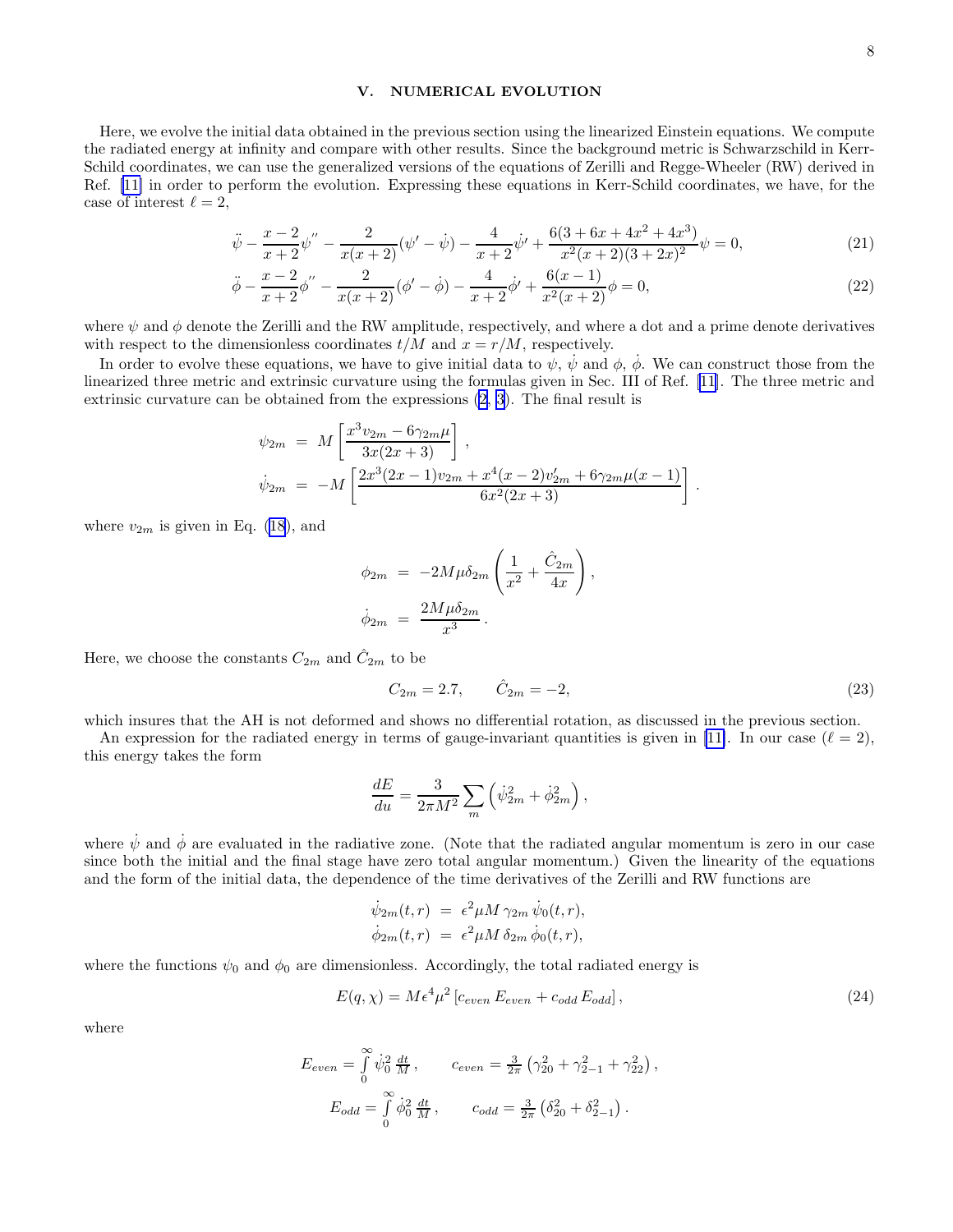## V. NUMERICAL EVOLUTION

Here, we evolve the initial data obtained in the previous section using the linearized Einstein equations. We compute the radiated energy at infinity and compare with other results. Since the background metric is Schwarzschild in Kerr-Schild coordinates, we can use the generalized versions of the equations of Zerilli and Regge-Wheeler (RW) derived in Ref. [11] in order to perform the evolution. Expressing these equations in Kerr-Schild coordinates, we have, for the case of interest $\ell = 2$,

$$\ddot{\psi} - \frac{x-2}{x+2}\psi'' - \frac{2}{x(x+2)}(\psi' - \dot{\psi}) - \frac{4}{x+2}\dot{\psi}' + \frac{6(3+6x+4x^2+4x^3)}{x^2(x+2)(3+2x)^2}\psi = 0, \tag{21}$$

$$\ddot{\phi} - \frac{x-2}{x+2}\phi'' - \frac{2}{x(x+2)}(\phi' - \dot{\phi}) - \frac{4}{x+2}\dot{\phi}' + \frac{6(x-1)}{x^2(x+2)}\phi = 0, \tag{22}$$

where $\psi$ and $\phi$ denote the Zerilli and the RW amplitude, respectively, and where a dot and a prime denote derivatives with respect to the dimensionless coordinates $t/M$ and $x = r/M$, respectively.

In order to evolve these equations, we have to give initial data to $\psi$, $\dot{\psi}$ and $\phi$, $\dot{\phi}$. We can construct those from the linearized three metric and extrinsic curvature using the formulas given in Sec. III of Ref. [11]. The three metric and extrinsic curvature can be obtained from the expressions (2, 3). The final result is

$$\psi_{2m} = M\left[\frac{x^3 v_{2m} - 6\gamma_{2m}\mu}{3x(2x+3)}\right],$$

$$\dot{\psi}_{2m} = -M\left[\frac{2x^3(2x-1)v_{2m} + x^4(x-2)v'_{2m} + 6\gamma_{2m}\mu(x-1)}{6x^2(2x+3)}\right].$$

where $v_{2m}$ is given in Eq. (18), and

$$\phi_{2m} = -2M\mu\delta_{2m}\left(\frac{1}{x^2} + \frac{\hat{C}_{2m}}{4x}\right),$$

$$\dot{\phi}_{2m} = \frac{2M\mu\delta_{2m}}{x^3}.$$

Here, we choose the constants $C_{2m}$ and $\hat{C}_{2m}$ to be

$$C_{2m} = 2.7, \qquad \hat{C}_{2m} = -2, \tag{23}$$

which insures that the AH is not deformed and shows no differential rotation, as discussed in the previous section.

An expression for the radiated energy in terms of gauge-invariant quantities is given in [11]. In our case ($\ell = 2$), this energy takes the form

$$\frac{dE}{du} = \frac{3}{2\pi M^2}\sum_m \left(\dot{\psi}_{2m}^2 + \dot{\phi}_{2m}^2\right),$$

where $\dot{\psi}$ and $\dot{\phi}$ are evaluated in the radiative zone. (Note that the radiated angular momentum is zero in our case since both the initial and the final stage have zero total angular momentum.) Given the linearity of the equations and the form of the initial data, the dependence of the time derivatives of the Zerilli and RW functions are

$$\dot{\psi}_{2m}(t,r) = \epsilon^2\mu M\,\gamma_{2m}\,\dot{\psi}_0(t,r),$$

$$\dot{\phi}_{2m}(t,r) = \epsilon^2\mu M\,\delta_{2m}\,\dot{\phi}_0(t,r),$$

where the functions $\psi_0$ and $\phi_0$ are dimensionless. Accordingly, the total radiated energy is

$$E(q,\chi) = M\epsilon^4\mu^2\left[c_{even}\,E_{even} + c_{odd}\,E_{odd}\right], \tag{24}$$

where

$$E_{even} = \int_0^\infty \dot{\psi}_0^2\,\frac{dt}{M}, \qquad c_{even} = \tfrac{3}{2\pi}\left(\gamma_{20}^2 + \gamma_{2-1}^2 + \gamma_{22}^2\right),$$

$$E_{odd} = \int_0^\infty \dot{\phi}_0^2\,\frac{dt}{M}, \qquad c_{odd} = \tfrac{3}{2\pi}\left(\delta_{20}^2 + \delta_{2-1}^2\right).$$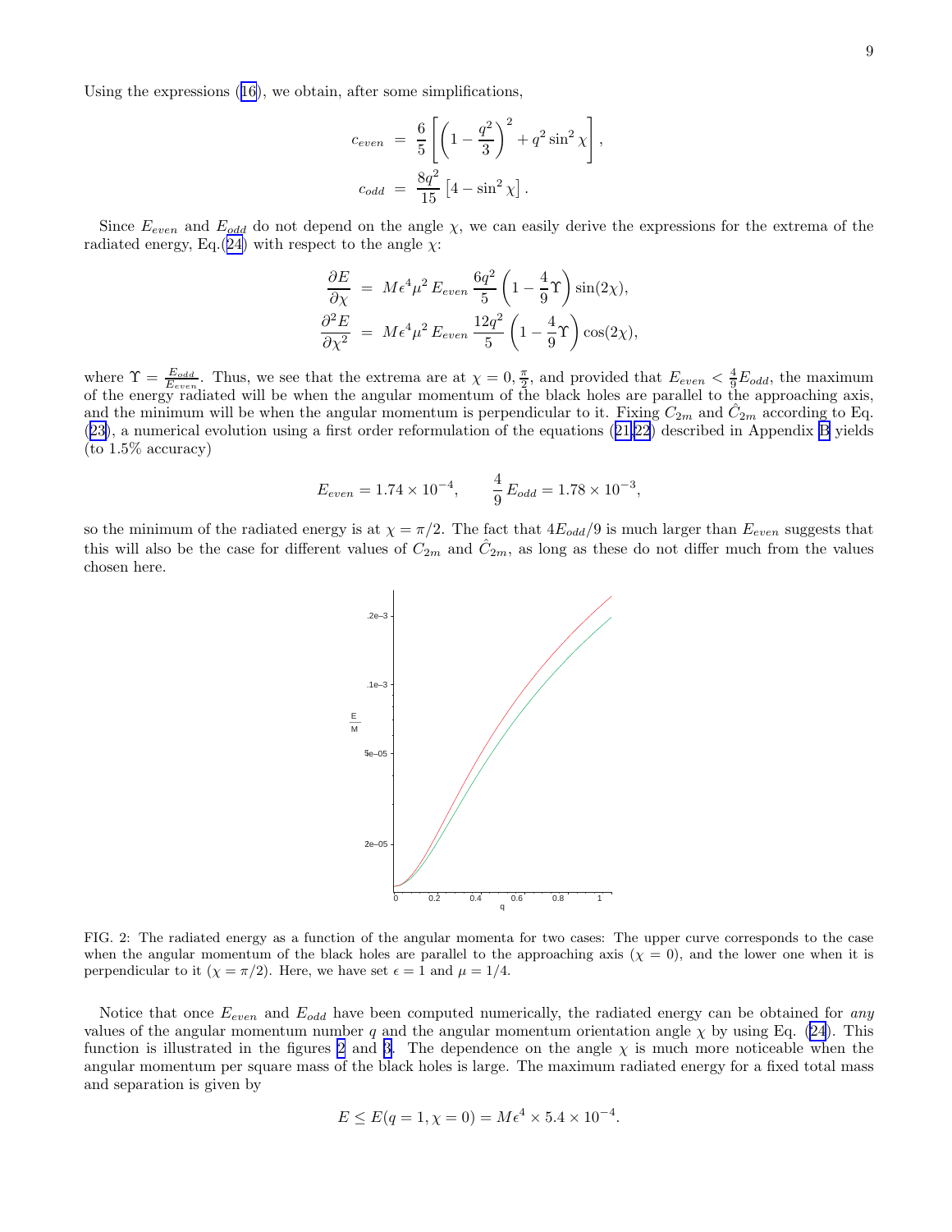Using the expressions (16), we obtain, after some simplifications,

$$
\begin{aligned}
c_{even} &= \frac{6}{5}\left[\left(1-\frac{q^2}{3}\right)^2 + q^2\sin^2\chi\right],\\
c_{odd} &= \frac{8q^2}{15}\left[4-\sin^2\chi\right].
\end{aligned}
$$

Since $E_{even}$ and $E_{odd}$ do not depend on the angle $\chi$, we can easily derive the expressions for the extrema of the radiated energy, Eq.(24) with respect to the angle $\chi$:

$$
\begin{aligned}
\frac{\partial E}{\partial \chi} &= M\epsilon^4\mu^2\, E_{even}\,\frac{6q^2}{5}\left(1-\frac{4}{9}\Upsilon\right)\sin(2\chi),\\
\frac{\partial^2 E}{\partial \chi^2} &= M\epsilon^4\mu^2\, E_{even}\,\frac{12q^2}{5}\left(1-\frac{4}{9}\Upsilon\right)\cos(2\chi),
\end{aligned}
$$

where $\Upsilon = \frac{E_{odd}}{E_{even}}$. Thus, we see that the extrema are at $\chi = 0, \frac{\pi}{2}$, and provided that $E_{even} < \frac{4}{9}E_{odd}$, the maximum of the energy radiated will be when the angular momentum of the black holes are parallel to the approaching axis, and the minimum will be when the angular momentum is perpendicular to it. Fixing $C_{2m}$ and $\hat{C}_{2m}$ according to Eq. (23), a numerical evolution using a first order reformulation of the equations (21,22) described in Appendix B yields (to 1.5% accuracy)

$$
E_{even} = 1.74\times 10^{-4}, \qquad \frac{4}{9}\,E_{odd} = 1.78\times 10^{-3},
$$

so the minimum of the radiated energy is at $\chi = \pi/2$. The fact that $4E_{odd}/9$ is much larger than $E_{even}$ suggests that this will also be the case for different values of $C_{2m}$ and $\hat{C}_{2m}$, as long as these do not differ much from the values chosen here.

FIG. 2: The radiated energy as a function of the angular momenta for two cases: The upper curve corresponds to the case when the angular momentum of the black holes are parallel to the approaching axis ($\chi = 0$), and the lower one when it is perpendicular to it ($\chi = \pi/2$). Here, we have set $\epsilon = 1$ and $\mu = 1/4$.

Notice that once $E_{even}$ and $E_{odd}$ have been computed numerically, the radiated energy can be obtained for *any* values of the angular momentum number $q$ and the angular momentum orientation angle $\chi$ by using Eq. (24). This function is illustrated in the figures 2 and 3. The dependence on the angle $\chi$ is much more noticeable when the angular momentum per square mass of the black holes is large. The maximum radiated energy for a fixed total mass and separation is given by

$$
E \le E(q=1,\chi=0) = M\epsilon^4 \times 5.4\times 10^{-4}.
$$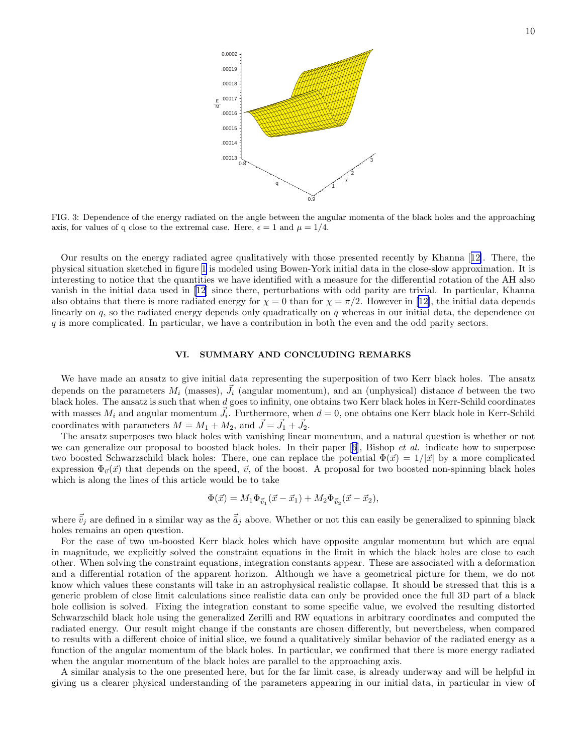FIG. 3: Dependence of the energy radiated on the angle between the angular momenta of the black holes and the approaching axis, for values of q close to the extremal case. Here, $\epsilon = 1$ and $\mu = 1/4$.

Our results on the energy radiated agree qualitatively with those presented recently by Khanna [12]. There, the physical situation sketched in figure 1 is modeled using Bowen-York initial data in the close-slow approximation. It is interesting to notice that the quantities we have identified with a measure for the differential rotation of the AH also vanish in the initial data used in [12] since there, perturbations with odd parity are trivial. In particular, Khanna also obtains that there is more radiated energy for $\chi = 0$ than for $\chi = \pi/2$. However in [12], the initial data depends linearly on $q$, so the radiated energy depends only quadratically on $q$ whereas in our initial data, the dependence on $q$ is more complicated. In particular, we have a contribution in both the even and the odd parity sectors.

## VI. SUMMARY AND CONCLUDING REMARKS

We have made an ansatz to give initial data representing the superposition of two Kerr black holes. The ansatz depends on the parameters $M_i$ (masses), $\vec{J}_i$ (angular momentum), and an (unphysical) distance $d$ between the two black holes. The ansatz is such that when $d$ goes to infinity, one obtains two Kerr black holes in Kerr-Schild coordinates with masses $M_i$ and angular momentum $\vec{J}_i$. Furthermore, when $d = 0$, one obtains one Kerr black hole in Kerr-Schild coordinates with parameters $M = M_1 + M_2$, and $\vec{J} = \vec{J}_1 + \vec{J}_2$.

The ansatz superposes two black holes with vanishing linear momentum, and a natural question is whether or not we can generalize our proposal to boosted black holes. In their paper [6], Bishop *et al.* indicate how to superpose two boosted Schwarzschild black holes: There, one can replace the potential $\Phi(\vec{x}) = 1/|\vec{x}|$ by a more complicated expression $\Phi_{\vec{v}}(\vec{x})$ that depends on the speed, $\vec{v}$, of the boost. A proposal for two boosted non-spinning black holes which is along the lines of this article would be to take

$$\Phi(\vec{x}) = M_1 \Phi_{\vec{\tilde{v}}_1}(\vec{x} - \vec{x}_1) + M_2 \Phi_{\vec{\tilde{v}}_2}(\vec{x} - \vec{x}_2),$$

where $\vec{\tilde{v}}_j$ are defined in a similar way as the $\vec{\tilde{a}}_j$ above. Whether or not this can easily be generalized to spinning black holes remains an open question.

For the case of two un-boosted Kerr black holes which have opposite angular momentum but which are equal in magnitude, we explicitly solved the constraint equations in the limit in which the black holes are close to each other. When solving the constraint equations, integration constants appear. These are associated with a deformation and a differential rotation of the apparent horizon. Although we have a geometrical picture for them, we do not know which values these constants will take in an astrophysical realistic collapse. It should be stressed that this is a generic problem of close limit calculations since realistic data can only be provided once the full 3D part of a black hole collision is solved. Fixing the integration constant to some specific value, we evolved the resulting distorted Schwarzschild black hole using the generalized Zerilli and RW equations in arbitrary coordinates and computed the radiated energy. Our result might change if the constants are chosen differently, but nevertheless, when compared to results with a different choice of initial slice, we found a qualitatively similar behavior of the radiated energy as a function of the angular momentum of the black holes. In particular, we confirmed that there is more energy radiated when the angular momentum of the black holes are parallel to the approaching axis.

A similar analysis to the one presented here, but for the far limit case, is already underway and will be helpful in giving us a clearer physical understanding of the parameters appearing in our initial data, in particular in view of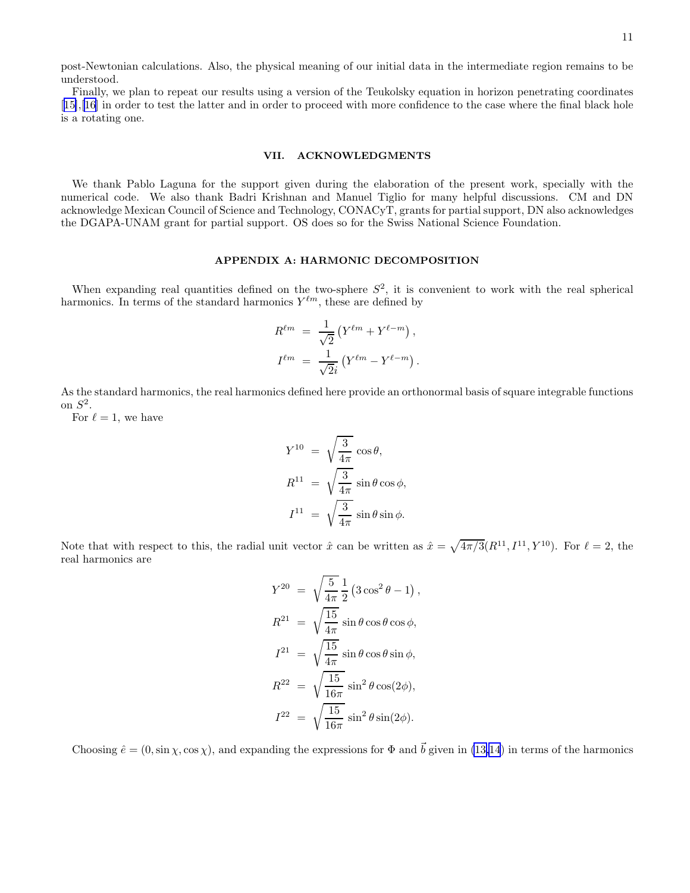post-Newtonian calculations. Also, the physical meaning of our initial data in the intermediate region remains to be understood.

Finally, we plan to repeat our results using a version of the Teukolsky equation in horizon penetrating coordinates [15],[16] in order to test the latter and in order to proceed with more confidence to the case where the final black hole is a rotating one.

## VII. ACKNOWLEDGMENTS

We thank Pablo Laguna for the support given during the elaboration of the present work, specially with the numerical code. We also thank Badri Krishnan and Manuel Tiglio for many helpful discussions. CM and DN acknowledge Mexican Council of Science and Technology, CONACyT, grants for partial support, DN also acknowledges the DGAPA-UNAM grant for partial support. OS does so for the Swiss National Science Foundation.

## APPENDIX A: HARMONIC DECOMPOSITION

When expanding real quantities defined on the two-sphere $S^2$, it is convenient to work with the real spherical harmonics. In terms of the standard harmonics $Y^{\ell m}$, these are defined by

$$
\begin{aligned}
R^{\ell m} &= \frac{1}{\sqrt{2}}\left(Y^{\ell m} + Y^{\ell -m}\right), \\
I^{\ell m} &= \frac{1}{\sqrt{2}i}\left(Y^{\ell m} - Y^{\ell -m}\right).
\end{aligned}
$$

As the standard harmonics, the real harmonics defined here provide an orthonormal basis of square integrable functions on $S^2$.

For $\ell = 1$, we have

$$
\begin{aligned}
Y^{10} &= \sqrt{\frac{3}{4\pi}}\,\cos\theta, \\
R^{11} &= \sqrt{\frac{3}{4\pi}}\,\sin\theta\cos\phi, \\
I^{11} &= \sqrt{\frac{3}{4\pi}}\,\sin\theta\sin\phi.
\end{aligned}
$$

Note that with respect to this, the radial unit vector $\hat{x}$ can be written as $\hat{x} = \sqrt{4\pi/3}(R^{11}, I^{11}, Y^{10})$. For $\ell = 2$, the real harmonics are

$$
\begin{aligned}
Y^{20} &= \sqrt{\frac{5}{4\pi}}\,\frac{1}{2}\left(3\cos^2\theta - 1\right), \\
R^{21} &= \sqrt{\frac{15}{4\pi}}\,\sin\theta\cos\theta\cos\phi, \\
I^{21} &= \sqrt{\frac{15}{4\pi}}\,\sin\theta\cos\theta\sin\phi, \\
R^{22} &= \sqrt{\frac{15}{16\pi}}\,\sin^2\theta\cos(2\phi), \\
I^{22} &= \sqrt{\frac{15}{16\pi}}\,\sin^2\theta\sin(2\phi).
\end{aligned}
$$

Choosing $\hat{e} = (0, \sin\chi, \cos\chi)$, and expanding the expressions for $\Phi$ and $\vec{b}$ given in (13,14) in terms of the harmonics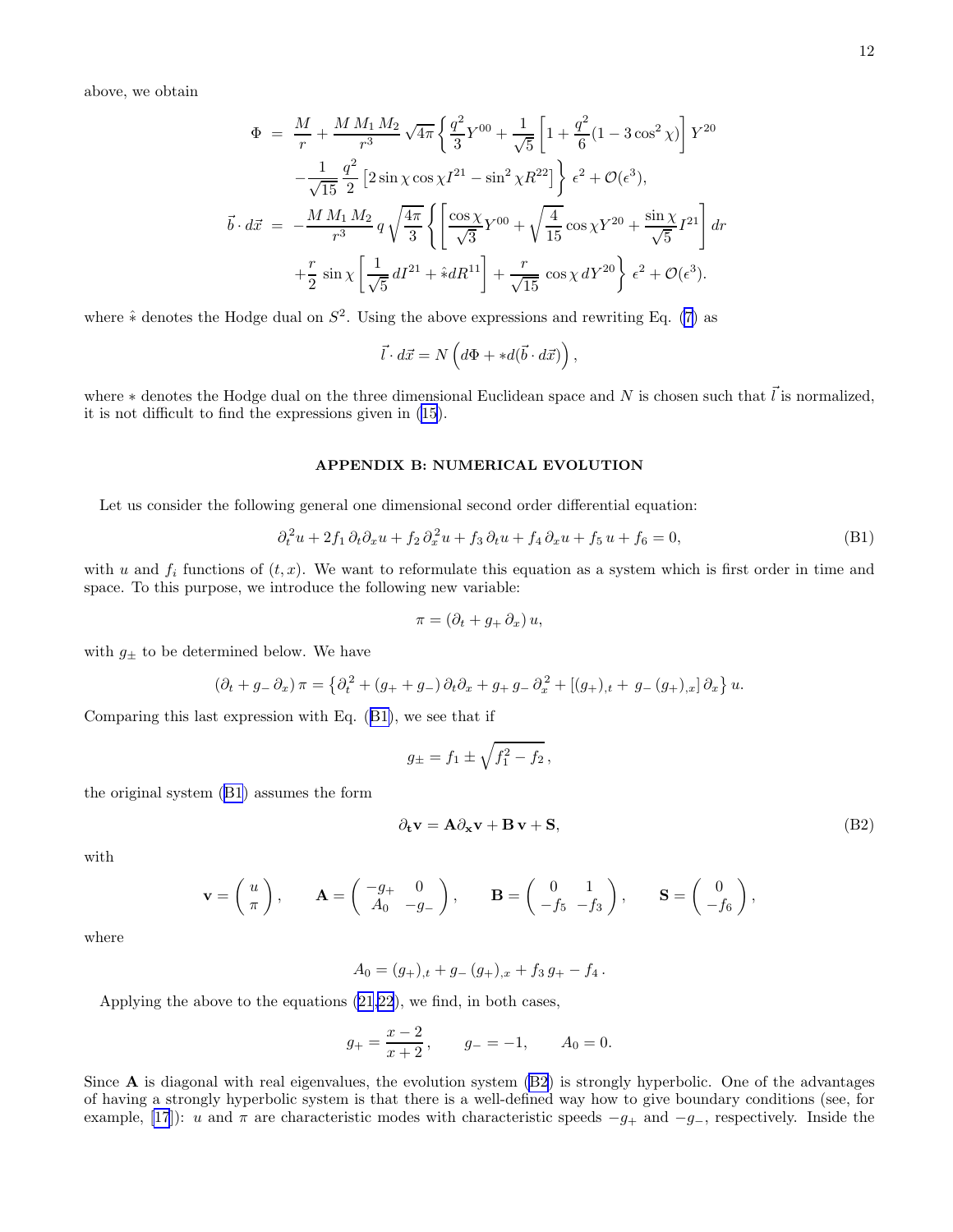above, we obtain

$$
\begin{aligned}
\Phi &= \frac{M}{r} + \frac{M\,M_1\,M_2}{r^3}\,\sqrt{4\pi}\left\{\frac{q^2}{3}Y^{00} + \frac{1}{\sqrt{5}}\left[1+\frac{q^2}{6}(1-3\cos^2\chi)\right]Y^{20}\right. \\
&\quad \left. -\frac{1}{\sqrt{15}}\,\frac{q^2}{2}\left[2\sin\chi\cos\chi I^{21} - \sin^2\chi R^{22}\right]\right\}\,\epsilon^2 + \mathcal{O}(\epsilon^3), \\
\vec{b}\cdot d\vec{x} &= -\frac{M\,M_1\,M_2}{r^3}\,q\,\sqrt{\frac{4\pi}{3}}\left\{\left[\frac{\cos\chi}{\sqrt{3}}Y^{00} + \sqrt{\frac{4}{15}}\cos\chi Y^{20} + \frac{\sin\chi}{\sqrt{5}}I^{21}\right]dr\right. \\
&\quad \left. +\frac{r}{2}\,\sin\chi\left[\frac{1}{\sqrt{5}}\,dI^{21} + \hat{*}dR^{11}\right] + \frac{r}{\sqrt{15}}\,\cos\chi\,dY^{20}\right\}\,\epsilon^2 + \mathcal{O}(\epsilon^3).
\end{aligned}
$$

where $\hat{*}$ denotes the Hodge dual on $S^2$. Using the above expressions and rewriting Eq. (7) as

$$
\vec{l}\cdot d\vec{x} = N\left(d\Phi + *d(\vec{b}\cdot d\vec{x})\right),
$$

where $*$ denotes the Hodge dual on the three dimensional Euclidean space and $N$ is chosen such that $\vec{l}$ is normalized, it is not difficult to find the expressions given in (15).

## APPENDIX B: NUMERICAL EVOLUTION

Let us consider the following general one dimensional second order differential equation:

$$
\partial_t^2 u + 2f_1\,\partial_t\partial_x u + f_2\,\partial_x^2 u + f_3\,\partial_t u + f_4\,\partial_x u + f_5\,u + f_6 = 0, \tag{B1}
$$

with $u$ and $f_i$ functions of $(t,x)$. We want to reformulate this equation as a system which is first order in time and space. To this purpose, we introduce the following new variable:

$$
\pi = (\partial_t + g_+\,\partial_x)\,u,
$$

with $g_\pm$ to be determined below. We have

$$
(\partial_t + g_-\,\partial_x)\,\pi = \left\{\partial_t^2 + (g_+ + g_-)\,\partial_t\partial_x + g_+\,g_-\,\partial_x^2 + \left[(g_+)_{,t} + g_-\,(g_+)_{,x}\right]\partial_x\right\}u.
$$

Comparing this last expression with Eq. (B1), we see that if

$$
g_\pm = f_1 \pm \sqrt{f_1^2 - f_2}\,,
$$

the original system (B1) assumes the form

$$
\partial_\mathbf{t}\mathbf{v} = \mathbf{A}\partial_\mathbf{x}\mathbf{v} + \mathbf{B}\,\mathbf{v} + \mathbf{S}, \tag{B2}
$$

with

$$
\mathbf{v} = \begin{pmatrix} u \\ \pi \end{pmatrix}, \qquad \mathbf{A} = \begin{pmatrix} -g_+ & 0 \\ A_0 & -g_- \end{pmatrix}, \qquad \mathbf{B} = \begin{pmatrix} 0 & 1 \\ -f_5 & -f_3 \end{pmatrix}, \qquad \mathbf{S} = \begin{pmatrix} 0 \\ -f_6 \end{pmatrix},
$$

where

$$
A_0 = (g_+)_{,t} + g_-\,(g_+)_{,x} + f_3\,g_+ - f_4\,.
$$

Applying the above to the equations (21,22), we find, in both cases,

$$
g_+ = \frac{x-2}{x+2}\,, \qquad g_- = -1, \qquad A_0 = 0.
$$

Since $\mathbf{A}$ is diagonal with real eigenvalues, the evolution system (B2) is strongly hyperbolic. One of the advantages of having a strongly hyperbolic system is that there is a well-defined way how to give boundary conditions (see, for example, [17]): $u$ and $\pi$ are characteristic modes with characteristic speeds $-g_+$ and $-g_-$, respectively. Inside the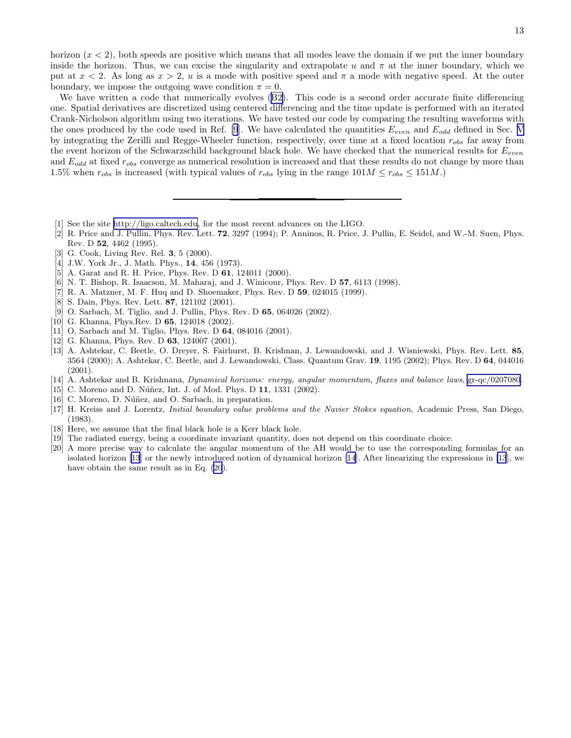horizon ($x < 2$), both speeds are positive which means that all modes leave the domain if we put the inner boundary inside the horizon. Thus, we can excise the singularity and extrapolate $u$ and $\pi$ at the inner boundary, which we put at $x < 2$. As long as $x > 2$, $u$ is a mode with positive speed and $\pi$ a mode with negative speed. At the outer boundary, we impose the outgoing wave condition $\pi = 0$.

We have written a code that numerically evolves (B2). This code is a second order accurate finite differencing one. Spatial derivatives are discretized using centered differencing and the time update is performed with an iterated Crank-Nicholson algorithm using two iterations. We have tested our code by comparing the resulting waveforms with the ones produced by the code used in Ref. [9]. We have calculated the quantities $E_{even}$ and $E_{odd}$ defined in Sec. V by integrating the Zerilli and Regge-Wheeler function, respectively, over time at a fixed location $r_{obs}$ far away from the event horizon of the Schwarzschild background black hole. We have checked that the numerical results for $E_{even}$ and $E_{odd}$ at fixed $r_{obs}$ converge as numerical resolution is increased and that these results do not change by more than 1.5% when $r_{obs}$ is increased (with typical values of $r_{obs}$ lying in the range $101M \leq r_{obs} \leq 151M$.)

---

[1] See the site http://ligo.caltech.edu, for the most recent advances on the LIGO.

[2] R. Price and J. Pullin, Phys. Rev. Lett. **72**, 3297 (1994); P. Anninos, R. Price, J. Pullin, E. Seidel, and W.-M. Suen, Phys. Rev. D **52**, 4462 (1995).

[3] G. Cook, Living Rev. Rel. **3**, 5 (2000).

[4] J.W. York Jr., J. Math. Phys., **14**, 456 (1973).

[5] A. Garat and R. H. Price, Phys. Rev. D **61**, 124011 (2000).

[6] N. T. Bishop, R. Isaacson, M. Maharaj, and J. Winicour, Phys. Rev. D **57**, 6113 (1998).

[7] R. A. Matzner, M. F. Huq and D. Shoemaker, Phys. Rev. D **59**, 024015 (1999).

[8] S. Dain, Phys. Rev. Lett. **87**, 121102 (2001).

[9] O. Sarbach, M. Tiglio, and J. Pullin, Phys. Rev. D **65**, 064026 (2002).

[10] G. Khanna, Phys.Rev. D **65**, 124018 (2002).

[11] O. Sarbach and M. Tiglio, Phys. Rev. D **64**, 084016 (2001).

[12] G. Khanna, Phys. Rev. D **63**, 124007 (2001).

[13] A. Ashtekar, C. Beetle, O. Dreyer, S. Fairhurst, B. Krishnan, J. Lewandowski, and J. Wisniewski, Phys. Rev. Lett. **85**, 3564 (2000); A. Ashtekar, C. Beetle, and J. Lewandowski, Class. Quantum Grav. **19**, 1195 (2002); Phys. Rev. D **64**, 044016 (2001).

[14] A. Ashtekar and B. Krishnana, *Dynamical horizons: energy, angular momentum, fluxes and balance laws*, gr-qc/0207080.

[15] C. Moreno and D. Núñez, Int. J. of Mod. Phys. D **11**, 1331 (2002).

[16] C. Moreno, D. Núñez, and O. Sarbach, in preparation.

[17] H. Kreiss and J. Lorentz, *Initial boundary value problems and the Navier Stokes equation*, Academic Press, San Diego, (1983).

[18] Here, we assume that the final black hole is a Kerr black hole.

[19] The radiated energy, being a coordinate invariant quantity, does not depend on this coordinate choice.

[20] A more precise way to calculate the angular momentum of the AH would be to use the corresponding formulas for an isolated horizon [13] or the newly introduced notion of dynamical horizon [14]. After linearizing the expressions in [13], we have obtain the same result as in Eq. (20).